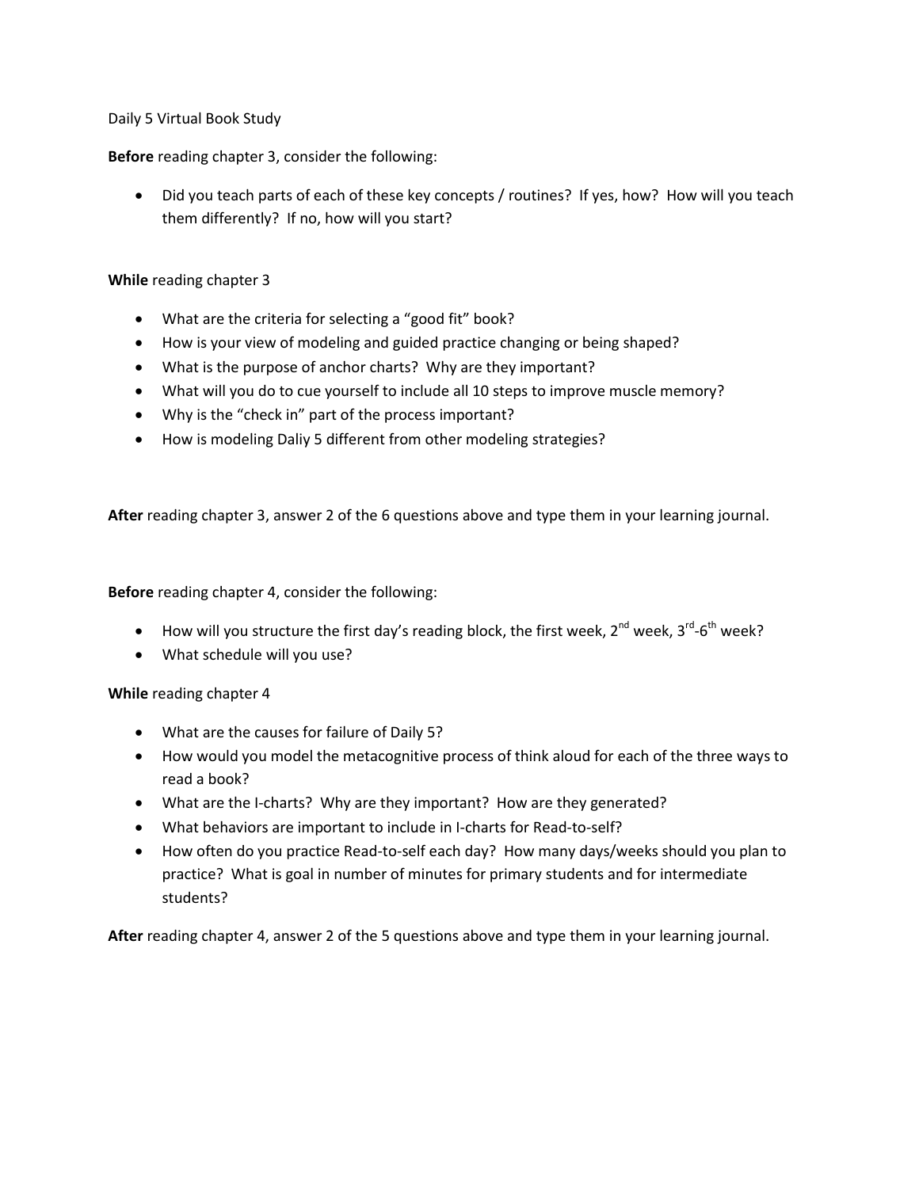Daily 5 Virtual Book Study

**Before** reading chapter 3, consider the following:

- Did you teach parts of each of these key concepts / routines? If yes, how? How will you teach them differently? If no, how will you start?

**While** reading chapter 3

- What are the criteria for selecting a "good fit" book?
- How is your view of modeling and guided practice changing or being shaped?
- What is the purpose of anchor charts? Why are they important?
- What will you do to cue yourself to include all 10 steps to improve muscle memory?
- Why is the "check in" part of the process important?
- How is modeling Daliy 5 different from other modeling strategies?

**After** reading chapter 3, answer 2 of the 6 questions above and type them in your learning journal.

**Before** reading chapter 4, consider the following:

- How will you structure the first day's reading block, the first week, 2nd week, 3rd-6th week?
- What schedule will you use?

**While** reading chapter 4

- What are the causes for failure of Daily 5?
- How would you model the metacognitive process of think aloud for each of the three ways to read a book?
- What are the I-charts? Why are they important? How are they generated?
- What behaviors are important to include in I-charts for Read-to-self?
- How often do you practice Read-to-self each day? How many days/weeks should you plan to practice? What is goal in number of minutes for primary students and for intermediate students?

**After** reading chapter 4, answer 2 of the 5 questions above and type them in your learning journal.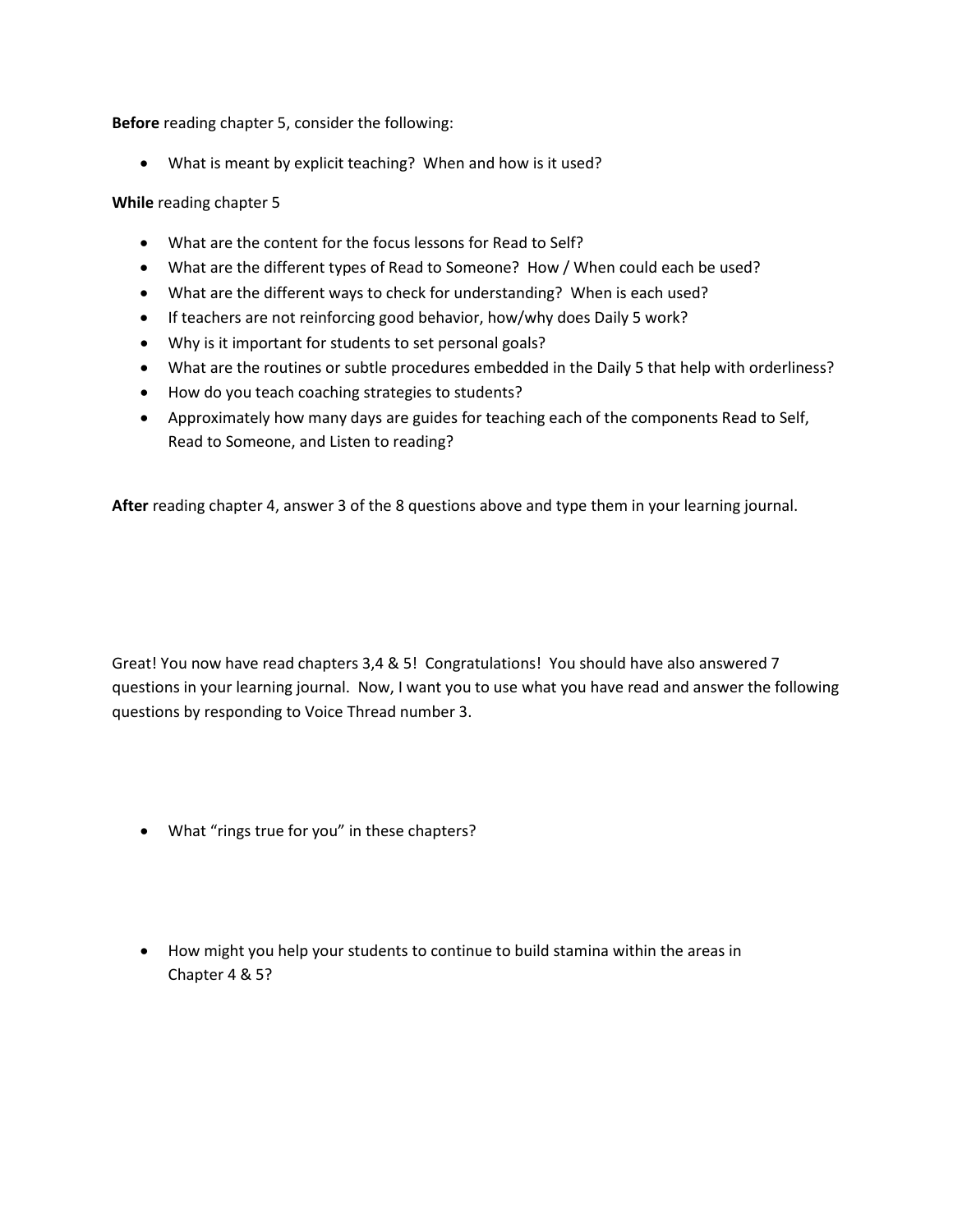**Before** reading chapter 5, consider the following:

- What is meant by explicit teaching? When and how is it used?

**While** reading chapter 5

- What are the content for the focus lessons for Read to Self?
- What are the different types of Read to Someone? How / When could each be used?
- What are the different ways to check for understanding? When is each used?
- If teachers are not reinforcing good behavior, how/why does Daily 5 work?
- Why is it important for students to set personal goals?
- What are the routines or subtle procedures embedded in the Daily 5 that help with orderliness?
- How do you teach coaching strategies to students?
- Approximately how many days are guides for teaching each of the components Read to Self, Read to Someone, and Listen to reading?

**After** reading chapter 4, answer 3 of the 8 questions above and type them in your learning journal.

Great! You now have read chapters 3,4 & 5! Congratulations! You should have also answered 7 questions in your learning journal. Now, I want you to use what you have read and answer the following questions by responding to Voice Thread number 3.

- What "rings true for you" in these chapters?

- How might you help your students to continue to build stamina within the areas in Chapter 4 & 5?